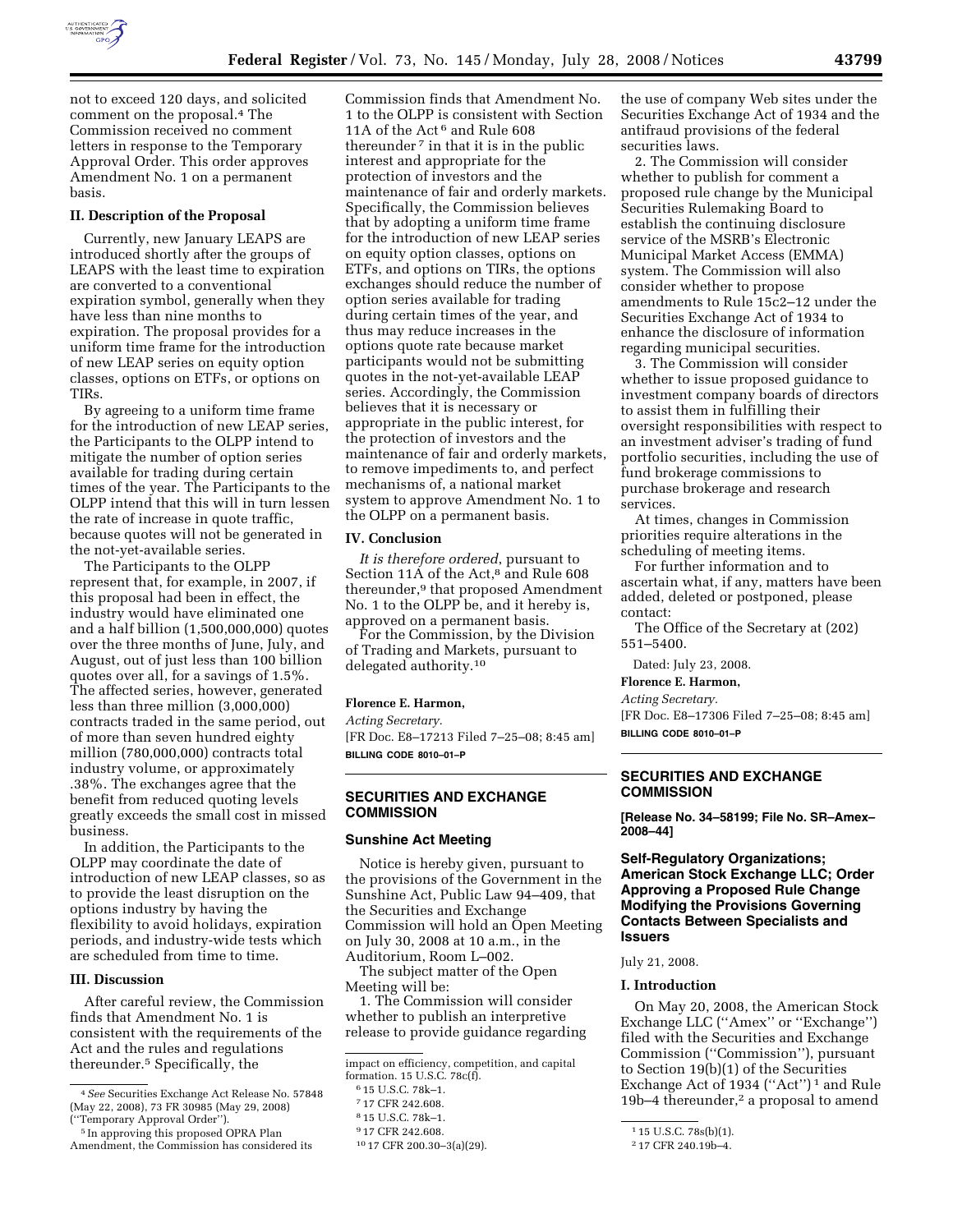not to exceed 120 days, and solicited comment on the proposal.[4] The Commission received no comment letters in response to the Temporary Approval Order. This order approves Amendment No. 1 on a permanent basis.

## II. Description of the Proposal

Currently, new January LEAPS are introduced shortly after the groups of LEAPS with the least time to expiration are converted to a conventional expiration symbol, generally when they have less than nine months to expiration. The proposal provides for a uniform time frame for the introduction of new LEAP series on equity option classes, options on ETFs, or options on TIRs.

By agreeing to a uniform time frame for the introduction of new LEAP series, the Participants to the OLPP intend to mitigate the number of option series available for trading during certain times of the year. The Participants to the OLPP intend that this will in turn lessen the rate of increase in quote traffic, because quotes will not be generated in the not-yet-available series.

The Participants to the OLPP represent that, for example, in 2007, if this proposal had been in effect, the industry would have eliminated one and a half billion (1,500,000,000) quotes over the three months of June, July, and August, out of just less than 100 billion quotes over all, for a savings of 1.5%. The affected series, however, generated less than three million (3,000,000) contracts traded in the same period, out of more than seven hundred eighty million (780,000,000) contracts total industry volume, or approximately .38%. The exchanges agree that the benefit from reduced quoting levels greatly exceeds the small cost in missed business.

In addition, the Participants to the OLPP may coordinate the date of introduction of new LEAP classes, so as to provide the least disruption on the options industry by having the flexibility to avoid holidays, expiration periods, and industry-wide tests which are scheduled from time to time.

## III. Discussion

After careful review, the Commission finds that Amendment No. 1 is consistent with the requirements of the Act and the rules and regulations thereunder.[5] Specifically, the Commission finds that Amendment No. 1 to the OLPP is consistent with Section 11A of the Act[6] and Rule 608 thereunder[7] in that it is in the public interest and appropriate for the protection of investors and the maintenance of fair and orderly markets. Specifically, the Commission believes that by adopting a uniform time frame for the introduction of new LEAP series on equity option classes, options on ETFs, and options on TIRs, the options exchanges should reduce the number of option series available for trading during certain times of the year, and thus may reduce increases in the options quote rate because market participants would not be submitting quotes in the not-yet-available LEAP series. Accordingly, the Commission believes that it is necessary or appropriate in the public interest, for the protection of investors and the maintenance of fair and orderly markets, to remove impediments to, and perfect mechanisms of, a national market system to approve Amendment No. 1 to the OLPP on a permanent basis.

## IV. Conclusion

*It is therefore ordered*, pursuant to Section 11A of the Act,[8] and Rule 608 thereunder,[9] that proposed Amendment No. 1 to the OLPP be, and it hereby is, approved on a permanent basis.

For the Commission, by the Division of Trading and Markets, pursuant to delegated authority.[10]

**Florence E. Harmon,**

*Acting Secretary.*

[FR Doc. E8–17213 Filed 7–25–08; 8:45 am]

**BILLING CODE 8010–01–P**

[4] *See* Securities Exchange Act Release No. 57848 (May 22, 2008), 73 FR 30985 (May 29, 2008) (''Temporary Approval Order'').

[5] In approving this proposed OPRA Plan Amendment, the Commission has considered its impact on efficiency, competition, and capital formation. 15 U.S.C. 78c(f).

[6] 15 U.S.C. 78k–1.

[7] 17 CFR 242.608.

[8] 15 U.S.C. 78k–1.

[9] 17 CFR 242.608.

[10] 17 CFR 200.30–3(a)(29).

## SECURITIES AND EXCHANGE COMMISSION

### Sunshine Act Meeting

Notice is hereby given, pursuant to the provisions of the Government in the Sunshine Act, Public Law 94–409, that the Securities and Exchange Commission will hold an Open Meeting on July 30, 2008 at 10 a.m., in the Auditorium, Room L–002.

The subject matter of the Open Meeting will be:

1. The Commission will consider whether to publish an interpretive release to provide guidance regarding the use of company Web sites under the Securities Exchange Act of 1934 and the antifraud provisions of the federal securities laws.

2. The Commission will consider whether to publish for comment a proposed rule change by the Municipal Securities Rulemaking Board to establish the continuing disclosure service of the MSRB's Electronic Municipal Market Access (EMMA) system. The Commission will also consider whether to propose amendments to Rule 15c2–12 under the Securities Exchange Act of 1934 to enhance the disclosure of information regarding municipal securities.

3. The Commission will consider whether to issue proposed guidance to investment company boards of directors to assist them in fulfilling their oversight responsibilities with respect to an investment adviser's trading of fund portfolio securities, including the use of fund brokerage commissions to purchase brokerage and research services.

At times, changes in Commission priorities require alterations in the scheduling of meeting items.

For further information and to ascertain what, if any, matters have been added, deleted or postponed, please contact:

The Office of the Secretary at (202) 551–5400.

Dated: July 23, 2008.

**Florence E. Harmon,**

*Acting Secretary.*

[FR Doc. E8–17306 Filed 7–25–08; 8:45 am]

**BILLING CODE 8010–01–P**

## SECURITIES AND EXCHANGE COMMISSION

**[Release No. 34–58199; File No. SR–Amex–2008–44]**

### Self-Regulatory Organizations; American Stock Exchange LLC; Order Approving a Proposed Rule Change Modifying the Provisions Governing Contacts Between Specialists and Issuers

July 21, 2008.

## I. Introduction

On May 20, 2008, the American Stock Exchange LLC (''Amex'' or ''Exchange'') filed with the Securities and Exchange Commission (''Commission''), pursuant to Section 19(b)(1) of the Securities Exchange Act of 1934 (''Act'')[1] and Rule 19b–4 thereunder,[2] a proposal to amend

[1] 15 U.S.C. 78s(b)(1).

[2] 17 CFR 240.19b–4.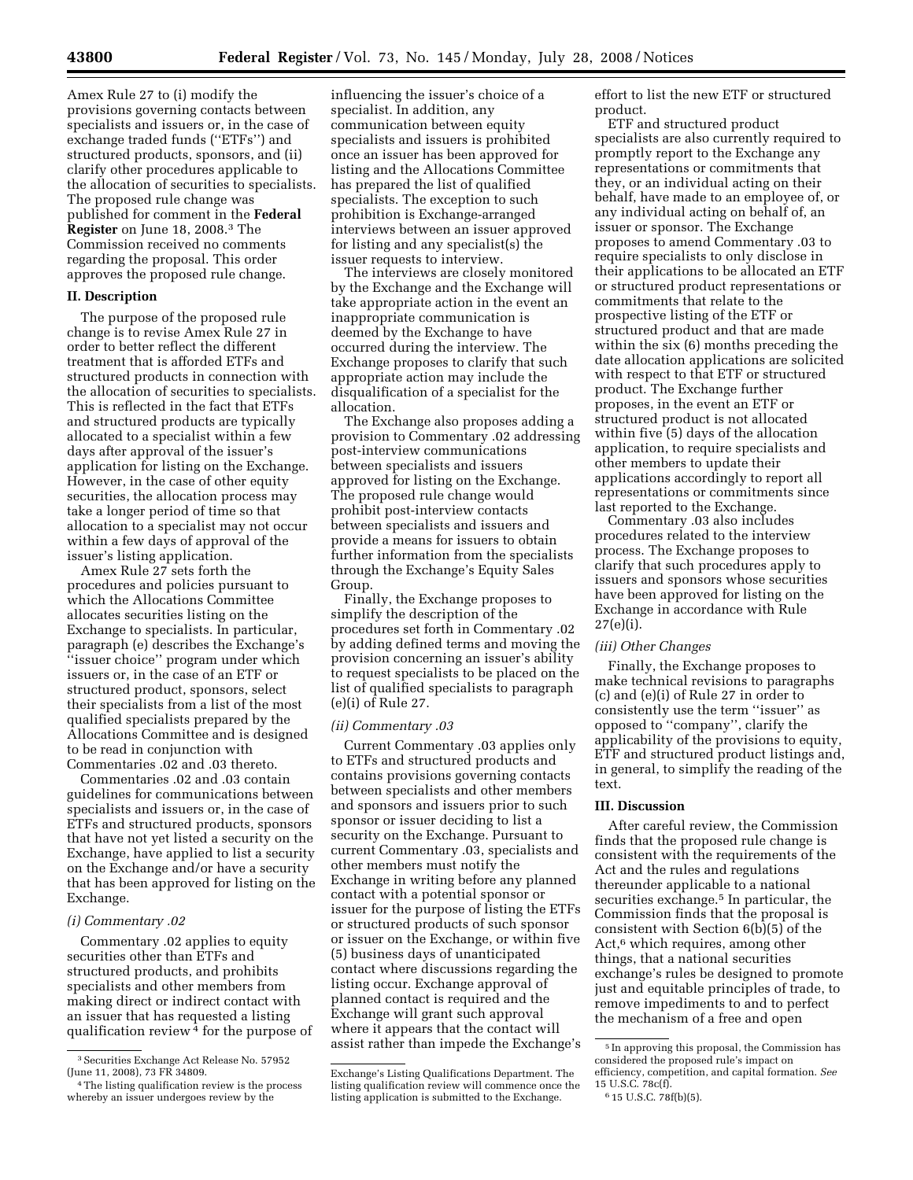Amex Rule 27 to (i) modify the provisions governing contacts between specialists and issuers or, in the case of exchange traded funds (''ETFs'') and structured products, sponsors, and (ii) clarify other procedures applicable to the allocation of securities to specialists. The proposed rule change was published for comment in the **Federal Register** on June 18, 2008.[3] The Commission received no comments regarding the proposal. This order approves the proposed rule change.

## II. Description

The purpose of the proposed rule change is to revise Amex Rule 27 in order to better reflect the different treatment that is afforded ETFs and structured products in connection with the allocation of securities to specialists. This is reflected in the fact that ETFs and structured products are typically allocated to a specialist within a few days after approval of the issuer's application for listing on the Exchange. However, in the case of other equity securities, the allocation process may take a longer period of time so that allocation to a specialist may not occur within a few days of approval of the issuer's listing application.

Amex Rule 27 sets forth the procedures and policies pursuant to which the Allocations Committee allocates securities listing on the Exchange to specialists. In particular, paragraph (e) describes the Exchange's ''issuer choice'' program under which issuers or, in the case of an ETF or structured product, sponsors, select their specialists from a list of the most qualified specialists prepared by the Allocations Committee and is designed to be read in conjunction with Commentaries .02 and .03 thereto.

Commentaries .02 and .03 contain guidelines for communications between specialists and issuers or, in the case of ETFs and structured products, sponsors that have not yet listed a security on the Exchange, have applied to list a security on the Exchange and/or have a security that has been approved for listing on the Exchange.

### *(i) Commentary .02*

Commentary .02 applies to equity securities other than ETFs and structured products, and prohibits specialists and other members from making direct or indirect contact with an issuer that has requested a listing qualification review[4] for the purpose of influencing the issuer's choice of a specialist. In addition, any communication between equity specialists and issuers is prohibited once an issuer has been approved for listing and the Allocations Committee has prepared the list of qualified specialists. The exception to such prohibition is Exchange-arranged interviews between an issuer approved for listing and any specialist(s) the issuer requests to interview.

The interviews are closely monitored by the Exchange and the Exchange will take appropriate action in the event an inappropriate communication is deemed by the Exchange to have occurred during the interview. The Exchange proposes to clarify that such appropriate action may include the disqualification of a specialist for the allocation.

The Exchange also proposes adding a provision to Commentary .02 addressing post-interview communications between specialists and issuers approved for listing on the Exchange. The proposed rule change would prohibit post-interview contacts between specialists and issuers and provide a means for issuers to obtain further information from the specialists through the Exchange's Equity Sales Group.

Finally, the Exchange proposes to simplify the description of the procedures set forth in Commentary .02 by adding defined terms and moving the provision concerning an issuer's ability to request specialists to be placed on the list of qualified specialists to paragraph (e)(i) of Rule 27.

### *(ii) Commentary .03*

Current Commentary .03 applies only to ETFs and structured products and contains provisions governing contacts between specialists and other members and sponsors and issuers prior to such sponsor or issuer deciding to list a security on the Exchange. Pursuant to current Commentary .03, specialists and other members must notify the Exchange in writing before any planned contact with a potential sponsor or issuer for the purpose of listing the ETFs or structured products of such sponsor or issuer on the Exchange, or within five (5) business days of unanticipated contact where discussions regarding the listing occur. Exchange approval of planned contact is required and the Exchange will grant such approval where it appears that the contact will assist rather than impede the Exchange's effort to list the new ETF or structured product.

ETF and structured product specialists are also currently required to promptly report to the Exchange any representations or commitments that they, or an individual acting on their behalf, have made to an employee of, or any individual acting on behalf of, an issuer or sponsor. The Exchange proposes to amend Commentary .03 to require specialists to only disclose in their applications to be allocated an ETF or structured product representations or commitments that relate to the prospective listing of the ETF or structured product and that are made within the six (6) months preceding the date allocation applications are solicited with respect to that ETF or structured product. The Exchange further proposes, in the event an ETF or structured product is not allocated within five (5) days of the allocation application, to require specialists and other members to update their applications accordingly to report all representations or commitments since last reported to the Exchange.

Commentary .03 also includes procedures related to the interview process. The Exchange proposes to clarify that such procedures apply to issuers and sponsors whose securities have been approved for listing on the Exchange in accordance with Rule 27(e)(i).

### *(iii) Other Changes*

Finally, the Exchange proposes to make technical revisions to paragraphs (c) and (e)(i) of Rule 27 in order to consistently use the term ''issuer'' as opposed to ''company'', clarify the applicability of the provisions to equity, ETF and structured product listings and, in general, to simplify the reading of the text.

## III. Discussion

After careful review, the Commission finds that the proposed rule change is consistent with the requirements of the Act and the rules and regulations thereunder applicable to a national securities exchange.[5] In particular, the Commission finds that the proposal is consistent with Section 6(b)(5) of the Act,[6] which requires, among other things, that a national securities exchange's rules be designed to promote just and equitable principles of trade, to remove impediments to and to perfect the mechanism of a free and open

---

[3] Securities Exchange Act Release No. 57952 (June 11, 2008), 73 FR 34809.

[4] The listing qualification review is the process whereby an issuer undergoes review by the Exchange's Listing Qualifications Department. The listing qualification review will commence once the listing application is submitted to the Exchange.

[5] In approving this proposal, the Commission has considered the proposed rule's impact on efficiency, competition, and capital formation. *See* 15 U.S.C. 78c(f).

[6] 15 U.S.C. 78f(b)(5).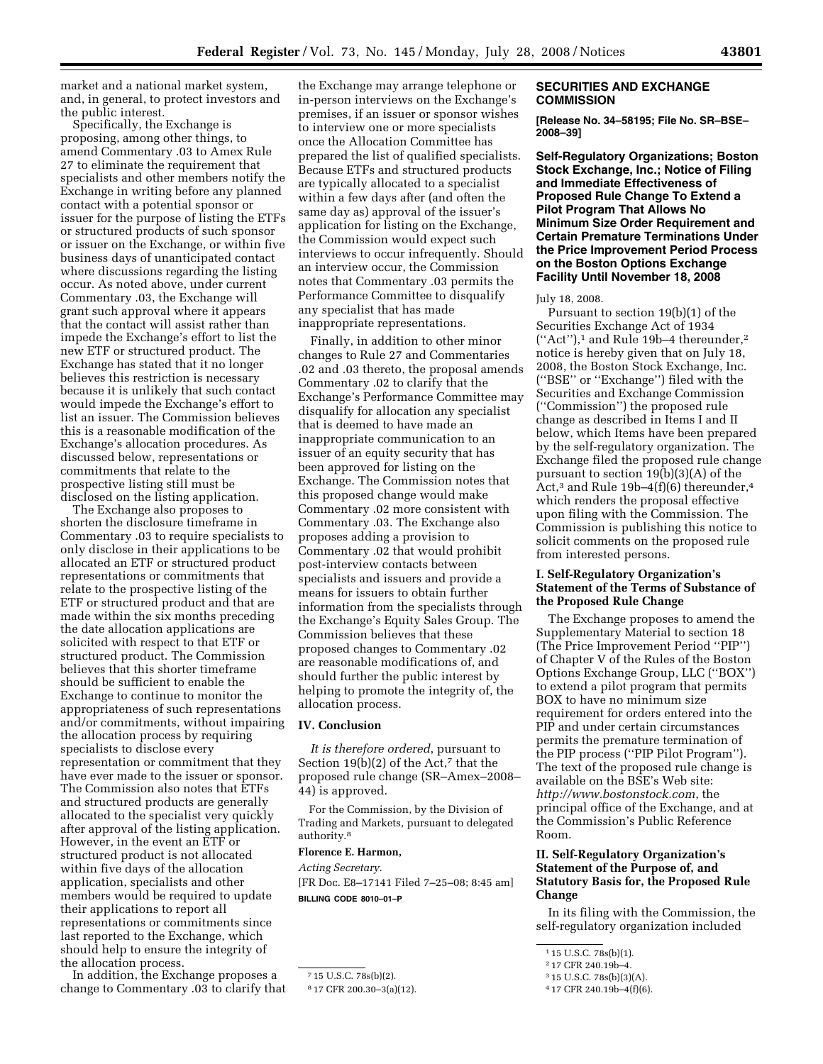market and a national market system, and, in general, to protect investors and the public interest.

Specifically, the Exchange is proposing, among other things, to amend Commentary .03 to Amex Rule 27 to eliminate the requirement that specialists and other members notify the Exchange in writing before any planned contact with a potential sponsor or issuer for the purpose of listing the ETFs or structured products of such sponsor or issuer on the Exchange, or within five business days of unanticipated contact where discussions regarding the listing occur. As noted above, under current Commentary .03, the Exchange will grant such approval where it appears that the contact will assist rather than impede the Exchange's effort to list the new ETF or structured product. The Exchange has stated that it no longer believes this restriction is necessary because it is unlikely that such contact would impede the Exchange's effort to list an issuer. The Commission believes this is a reasonable modification of the Exchange's allocation procedures. As discussed below, representations or commitments that relate to the prospective listing still must be disclosed on the listing application.

The Exchange also proposes to shorten the disclosure timeframe in Commentary .03 to require specialists to only disclose in their applications to be allocated an ETF or structured product representations or commitments that relate to the prospective listing of the ETF or structured product and that are made within the six months preceding the date allocation applications are solicited with respect to that ETF or structured product. The Commission believes that this shorter timeframe should be sufficient to enable the Exchange to continue to monitor the appropriateness of such representations and/or commitments, without impairing the allocation process by requiring specialists to disclose every representation or commitment that they have ever made to the issuer or sponsor. The Commission also notes that ETFs and structured products are generally allocated to the specialist very quickly after approval of the listing application. However, in the event an ETF or structured product is not allocated within five days of the allocation application, specialists and other members would be required to update their applications to report all representations or commitments since last reported to the Exchange, which should help to ensure the integrity of the allocation process.

In addition, the Exchange proposes a change to Commentary .03 to clarify that the Exchange may arrange telephone or in-person interviews on the Exchange's premises, if an issuer or sponsor wishes to interview one or more specialists once the Allocation Committee has prepared the list of qualified specialists. Because ETFs and structured products are typically allocated to a specialist within a few days after (and often the same day as) approval of the issuer's application for listing on the Exchange, the Commission would expect such interviews to occur infrequently. Should an interview occur, the Commission notes that Commentary .03 permits the Performance Committee to disqualify any specialist that has made inappropriate representations.

Finally, in addition to other minor changes to Rule 27 and Commentaries .02 and .03 thereto, the proposal amends Commentary .02 to clarify that the Exchange's Performance Committee may disqualify for allocation any specialist that is deemed to have made an inappropriate communication to an issuer of an equity security that has been approved for listing on the Exchange. The Commission notes that this proposed change would make Commentary .02 more consistent with Commentary .03. The Exchange also proposes adding a provision to Commentary .02 that would prohibit post-interview contacts between specialists and issuers and provide a means for issuers to obtain further information from the specialists through the Exchange's Equity Sales Group. The Commission believes that these proposed changes to Commentary .02 are reasonable modifications of, and should further the public interest by helping to promote the integrity of, the allocation process.

## IV. Conclusion

*It is therefore ordered*, pursuant to Section 19(b)(2) of the Act,[7] that the proposed rule change (SR–Amex–2008–44) is approved.

For the Commission, by the Division of Trading and Markets, pursuant to delegated authority.[8]

**Florence E. Harmon,**

*Acting Secretary.*

[FR Doc. E8–17141 Filed 7–25–08; 8:45 am]

**BILLING CODE 8010–01–P**

[7] 15 U.S.C. 78s(b)(2).

[8] 17 CFR 200.30–3(a)(12).

## SECURITIES AND EXCHANGE COMMISSION

**[Release No. 34–58195; File No. SR–BSE–2008–39]**

## Self-Regulatory Organizations; Boston Stock Exchange, Inc.; Notice of Filing and Immediate Effectiveness of Proposed Rule Change To Extend a Pilot Program That Allows No Minimum Size Order Requirement and Certain Premature Terminations Under the Price Improvement Period Process on the Boston Options Exchange Facility Until November 18, 2008

July 18, 2008.

Pursuant to section 19(b)(1) of the Securities Exchange Act of 1934 (''Act''),[1] and Rule 19b–4 thereunder,[2] notice is hereby given that on July 18, 2008, the Boston Stock Exchange, Inc. (''BSE'' or ''Exchange'') filed with the Securities and Exchange Commission (''Commission'') the proposed rule change as described in Items I and II below, which Items have been prepared by the self-regulatory organization. The Exchange filed the proposed rule change pursuant to section 19(b)(3)(A) of the Act,[3] and Rule 19b–4(f)(6) thereunder,[4] which renders the proposal effective upon filing with the Commission. The Commission is publishing this notice to solicit comments on the proposed rule from interested persons.

### I. Self-Regulatory Organization's Statement of the Terms of Substance of the Proposed Rule Change

The Exchange proposes to amend the Supplementary Material to section 18 (The Price Improvement Period ''PIP'') of Chapter V of the Rules of the Boston Options Exchange Group, LLC (''BOX'') to extend a pilot program that permits BOX to have no minimum size requirement for orders entered into the PIP and under certain circumstances permits the premature termination of the PIP process (''PIP Pilot Program''). The text of the proposed rule change is available on the BSE's Web site: *http://www.bostonstock.com*, the principal office of the Exchange, and at the Commission's Public Reference Room.

### II. Self-Regulatory Organization's Statement of the Purpose of, and Statutory Basis for, the Proposed Rule Change

In its filing with the Commission, the self-regulatory organization included

[1] 15 U.S.C. 78s(b)(1).

[2] 17 CFR 240.19b–4.

[3] 15 U.S.C. 78s(b)(3)(A).

[4] 17 CFR 240.19b–4(f)(6).